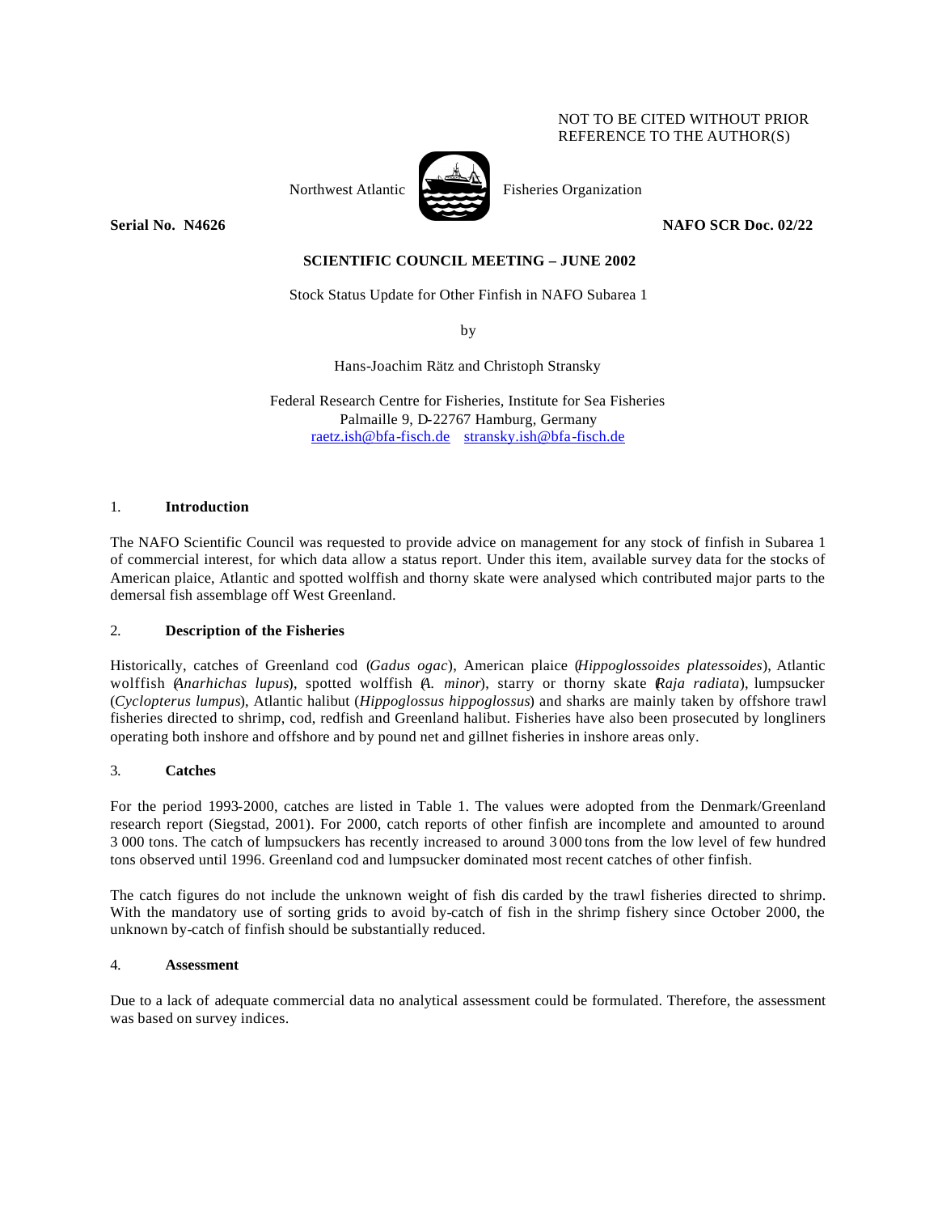NOT TO BE CITED WITHOUT PRIOR
REFERENCE TO THE AUTHOR(S)

Northwest Atlantic Fisheries Organization

**Serial No. N4626** **NAFO SCR Doc. 02/22**

**SCIENTIFIC COUNCIL MEETING – JUNE 2002**

Stock Status Update for Other Finfish in NAFO Subarea 1

by

Hans-Joachim Rätz and Christoph Stransky

Federal Research Centre for Fisheries, Institute for Sea Fisheries
Palmaille 9, D-22767 Hamburg, Germany
raetz.ish@bfa-fisch.de stransky.ish@bfa-fisch.de

## 1. Introduction

The NAFO Scientific Council was requested to provide advice on management for any stock of finfish in Subarea 1 of commercial interest, for which data allow a status report. Under this item, available survey data for the stocks of American plaice, Atlantic and spotted wolffish and thorny skate were analysed which contributed major parts to the demersal fish assemblage off West Greenland.

## 2. Description of the Fisheries

Historically, catches of Greenland cod (*Gadus ogac*), American plaice (*Hippoglossoides platessoides*), Atlantic wolffish (*Anarhichas lupus*), spotted wolffish (*A. minor*), starry or thorny skate (*Raja radiata*), lumpsucker (*Cyclopterus lumpus*), Atlantic halibut (*Hippoglossus hippoglossus*) and sharks are mainly taken by offshore trawl fisheries directed to shrimp, cod, redfish and Greenland halibut. Fisheries have also been prosecuted by longliners operating both inshore and offshore and by pound net and gillnet fisheries in inshore areas only.

## 3. Catches

For the period 1993-2000, catches are listed in Table 1. The values were adopted from the Denmark/Greenland research report (Siegstad, 2001). For 2000, catch reports of other finfish are incomplete and amounted to around 3 000 tons. The catch of lumpsuckers has recently increased to around 3 000 tons from the low level of few hundred tons observed until 1996. Greenland cod and lumpsucker dominated most recent catches of other finfish.

The catch figures do not include the unknown weight of fish discarded by the trawl fisheries directed to shrimp. With the mandatory use of sorting grids to avoid by-catch of fish in the shrimp fishery since October 2000, the unknown by-catch of finfish should be substantially reduced.

## 4. Assessment

Due to a lack of adequate commercial data no analytical assessment could be formulated. Therefore, the assessment was based on survey indices.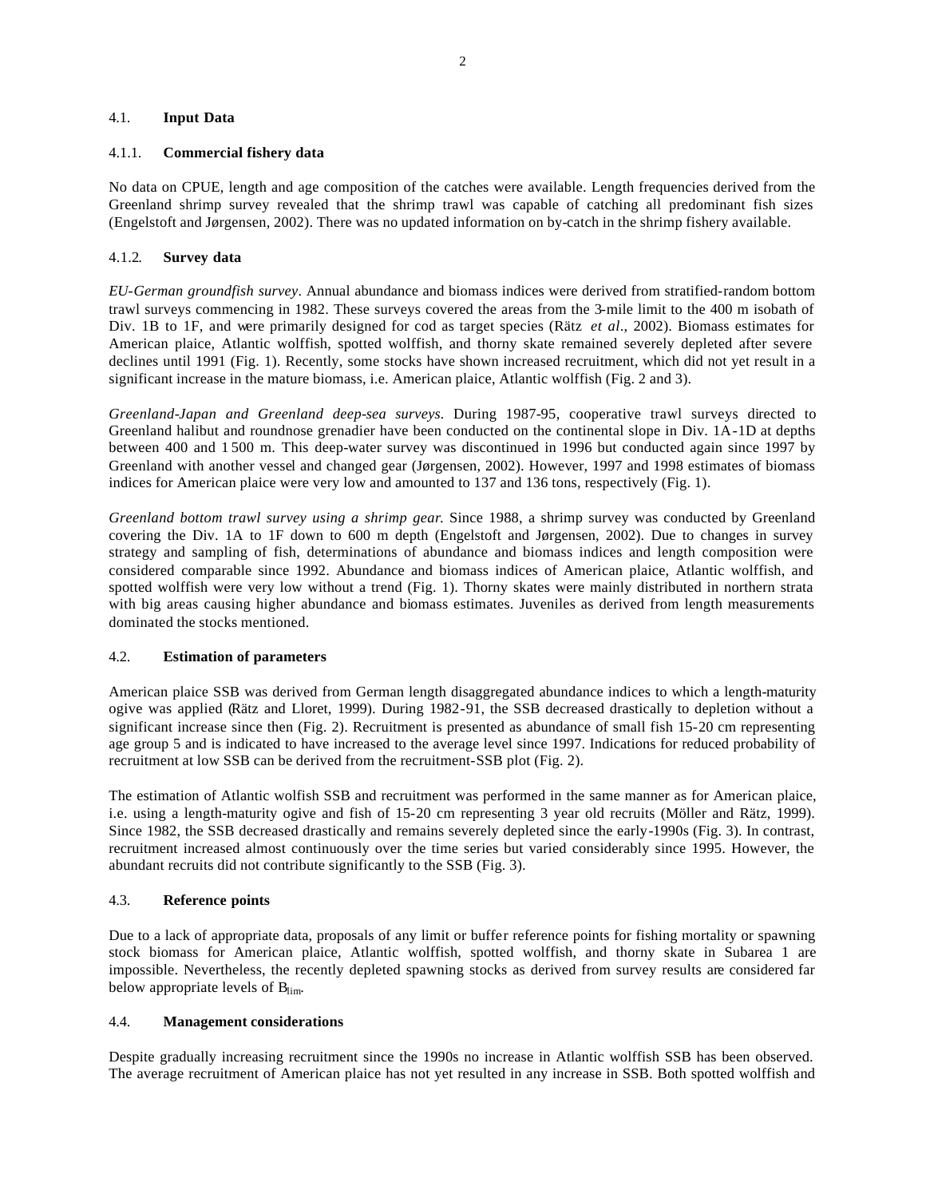### 4.1. Input Data

#### 4.1.1. Commercial fishery data

No data on CPUE, length and age composition of the catches were available. Length frequencies derived from the Greenland shrimp survey revealed that the shrimp trawl was capable of catching all predominant fish sizes (Engelstoft and Jørgensen, 2002). There was no updated information on by-catch in the shrimp fishery available.

#### 4.1.2. Survey data

*EU-German groundfish survey*. Annual abundance and biomass indices were derived from stratified-random bottom trawl surveys commencing in 1982. These surveys covered the areas from the 3-mile limit to the 400 m isobath of Div. 1B to 1F, and were primarily designed for cod as target species (Rätz *et al*., 2002). Biomass estimates for American plaice, Atlantic wolffish, spotted wolffish, and thorny skate remained severely depleted after severe declines until 1991 (Fig. 1). Recently, some stocks have shown increased recruitment, which did not yet result in a significant increase in the mature biomass, i.e. American plaice, Atlantic wolffish (Fig. 2 and 3).

*Greenland-Japan and Greenland deep-sea surveys.* During 1987-95, cooperative trawl surveys directed to Greenland halibut and roundnose grenadier have been conducted on the continental slope in Div. 1A-1D at depths between 400 and 1 500 m. This deep-water survey was discontinued in 1996 but conducted again since 1997 by Greenland with another vessel and changed gear (Jørgensen, 2002). However, 1997 and 1998 estimates of biomass indices for American plaice were very low and amounted to 137 and 136 tons, respectively (Fig. 1).

*Greenland bottom trawl survey using a shrimp gear.* Since 1988, a shrimp survey was conducted by Greenland covering the Div. 1A to 1F down to 600 m depth (Engelstoft and Jørgensen, 2002). Due to changes in survey strategy and sampling of fish, determinations of abundance and biomass indices and length composition were considered comparable since 1992. Abundance and biomass indices of American plaice, Atlantic wolffish, and spotted wolffish were very low without a trend (Fig. 1). Thorny skates were mainly distributed in northern strata with big areas causing higher abundance and biomass estimates. Juveniles as derived from length measurements dominated the stocks mentioned.

### 4.2. Estimation of parameters

American plaice SSB was derived from German length disaggregated abundance indices to which a length-maturity ogive was applied (Rätz and Lloret, 1999). During 1982-91, the SSB decreased drastically to depletion without a significant increase since then (Fig. 2). Recruitment is presented as abundance of small fish 15-20 cm representing age group 5 and is indicated to have increased to the average level since 1997. Indications for reduced probability of recruitment at low SSB can be derived from the recruitment-SSB plot (Fig. 2).

The estimation of Atlantic wolfish SSB and recruitment was performed in the same manner as for American plaice, i.e. using a length-maturity ogive and fish of 15-20 cm representing 3 year old recruits (Möller and Rätz, 1999). Since 1982, the SSB decreased drastically and remains severely depleted since the early-1990s (Fig. 3). In contrast, recruitment increased almost continuously over the time series but varied considerably since 1995. However, the abundant recruits did not contribute significantly to the SSB (Fig. 3).

### 4.3. Reference points

Due to a lack of appropriate data, proposals of any limit or buffer reference points for fishing mortality or spawning stock biomass for American plaice, Atlantic wolffish, spotted wolffish, and thorny skate in Subarea 1 are impossible. Nevertheless, the recently depleted spawning stocks as derived from survey results are considered far below appropriate levels of $B_{lim}$.

### 4.4. Management considerations

Despite gradually increasing recruitment since the 1990s no increase in Atlantic wolffish SSB has been observed. The average recruitment of American plaice has not yet resulted in any increase in SSB. Both spotted wolffish and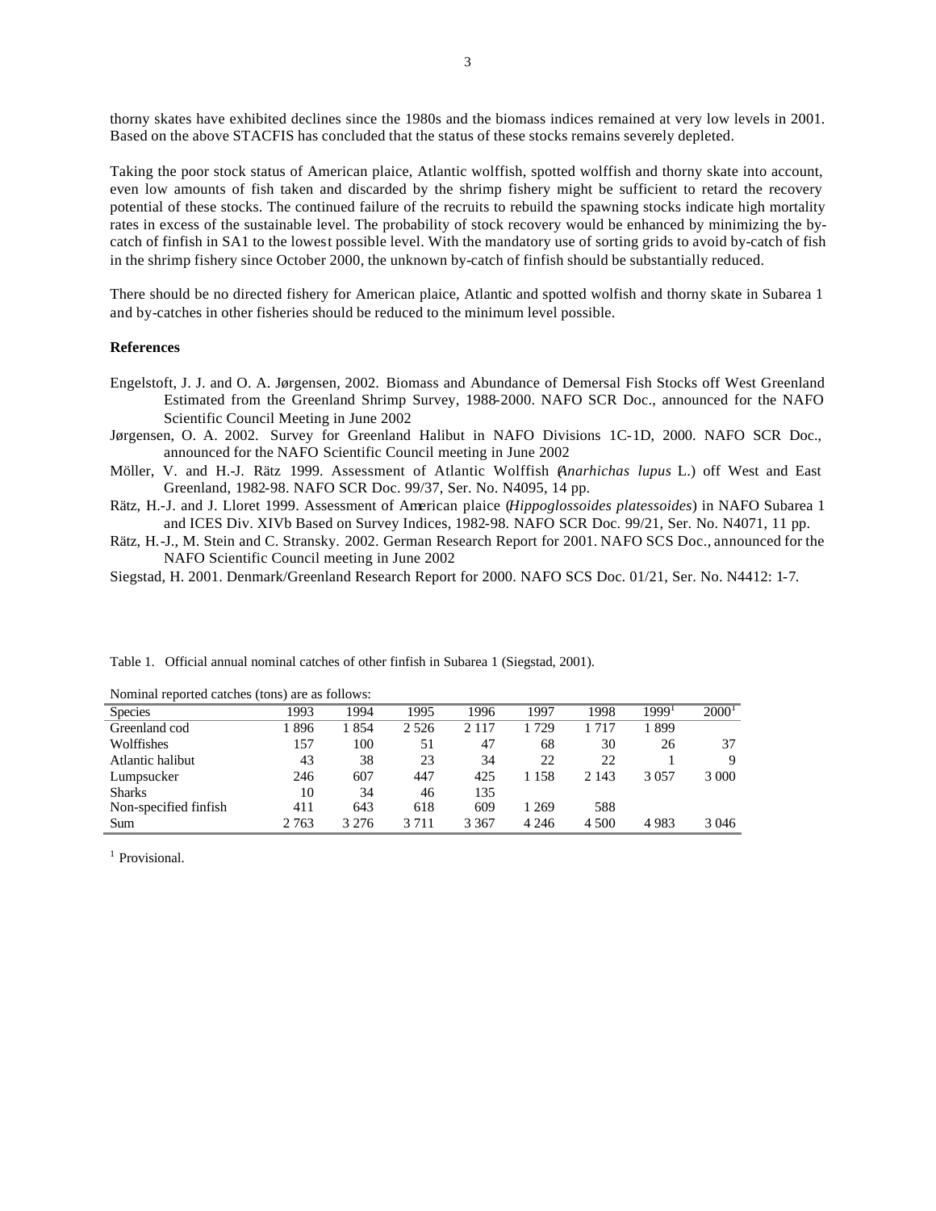thorny skates have exhibited declines since the 1980s and the biomass indices remained at very low levels in 2001. Based on the above STACFIS has concluded that the status of these stocks remains severely depleted.

Taking the poor stock status of American plaice, Atlantic wolffish, spotted wolffish and thorny skate into account, even low amounts of fish taken and discarded by the shrimp fishery might be sufficient to retard the recovery potential of these stocks. The continued failure of the recruits to rebuild the spawning stocks indicate high mortality rates in excess of the sustainable level. The probability of stock recovery would be enhanced by minimizing the by-catch of finfish in SA1 to the lowest possible level. With the mandatory use of sorting grids to avoid by-catch of fish in the shrimp fishery since October 2000, the unknown by-catch of finfish should be substantially reduced.

There should be no directed fishery for American plaice, Atlantic and spotted wolfish and thorny skate in Subarea 1 and by-catches in other fisheries should be reduced to the minimum level possible.

**References**

Engelstoft, J. J. and O. A. Jørgensen, 2002. Biomass and Abundance of Demersal Fish Stocks off West Greenland Estimated from the Greenland Shrimp Survey, 1988-2000. NAFO SCR Doc., announced for the NAFO Scientific Council Meeting in June 2002

Jørgensen, O. A. 2002. Survey for Greenland Halibut in NAFO Divisions 1C-1D, 2000. NAFO SCR Doc., announced for the NAFO Scientific Council meeting in June 2002

Möller, V. and H.-J. Rätz 1999. Assessment of Atlantic Wolffish (*Anarhichas lupus* L.) off West and East Greenland, 1982-98. NAFO SCR Doc. 99/37, Ser. No. N4095, 14 pp.

Rätz, H.-J. and J. Lloret 1999. Assessment of American plaice (*Hippoglossoides platessoides*) in NAFO Subarea 1 and ICES Div. XIVb Based on Survey Indices, 1982-98. NAFO SCR Doc. 99/21, Ser. No. N4071, 11 pp.

Rätz, H.-J., M. Stein and C. Stransky. 2002. German Research Report for 2001. NAFO SCS Doc., announced for the NAFO Scientific Council meeting in June 2002

Siegstad, H. 2001. Denmark/Greenland Research Report for 2000. NAFO SCS Doc. 01/21, Ser. No. N4412: 1-7.

Table 1. Official annual nominal catches of other finfish in Subarea 1 (Siegstad, 2001).

Nominal reported catches (tons) are as follows:

| Species | 1993 | 1994 | 1995 | 1996 | 1997 | 1998 | 1999[1] | 2000[1] |
|---|---|---|---|---|---|---|---|---|
| Greenland cod | 1 896 | 1 854 | 2 526 | 2 117 | 1 729 | 1 717 | 1 899 | |
| Wolffishes | 157 | 100 | 51 | 47 | 68 | 30 | 26 | 37 |
| Atlantic halibut | 43 | 38 | 23 | 34 | 22 | 22 | 1 | 9 |
| Lumpsucker | 246 | 607 | 447 | 425 | 1 158 | 2 143 | 3 057 | 3 000 |
| Sharks | 10 | 34 | 46 | 135 | | | | |
| Non-specified finfish | 411 | 643 | 618 | 609 | 1 269 | 588 | | |
| Sum | 2 763 | 3 276 | 3 711 | 3 367 | 4 246 | 4 500 | 4 983 | 3 046 |

[1] Provisional.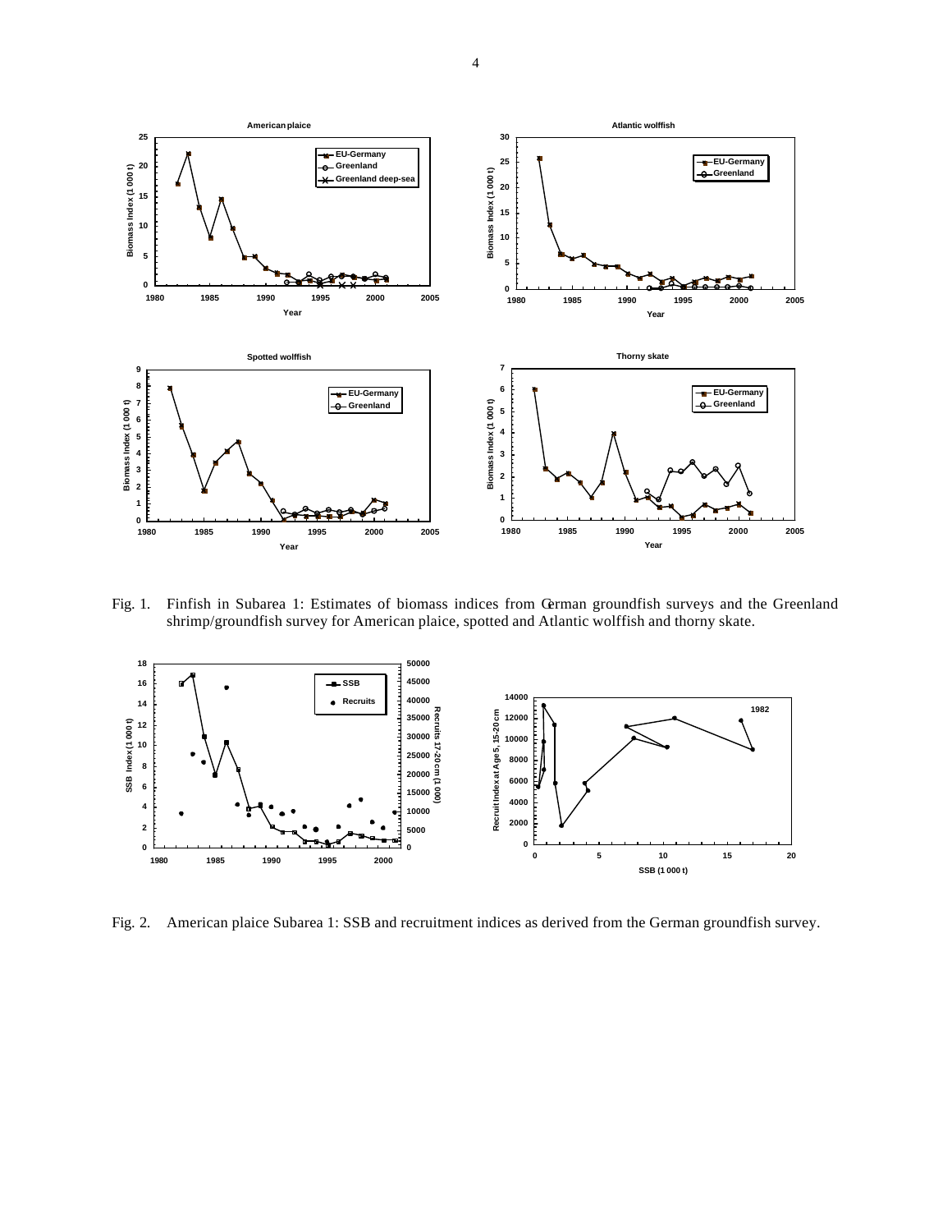Fig. 1. Finfish in Subarea 1: Estimates of biomass indices from German groundfish surveys and the Greenland shrimp/groundfish survey for American plaice, spotted and Atlantic wolffish and thorny skate.

Fig. 2. American plaice Subarea 1: SSB and recruitment indices as derived from the German groundfish survey.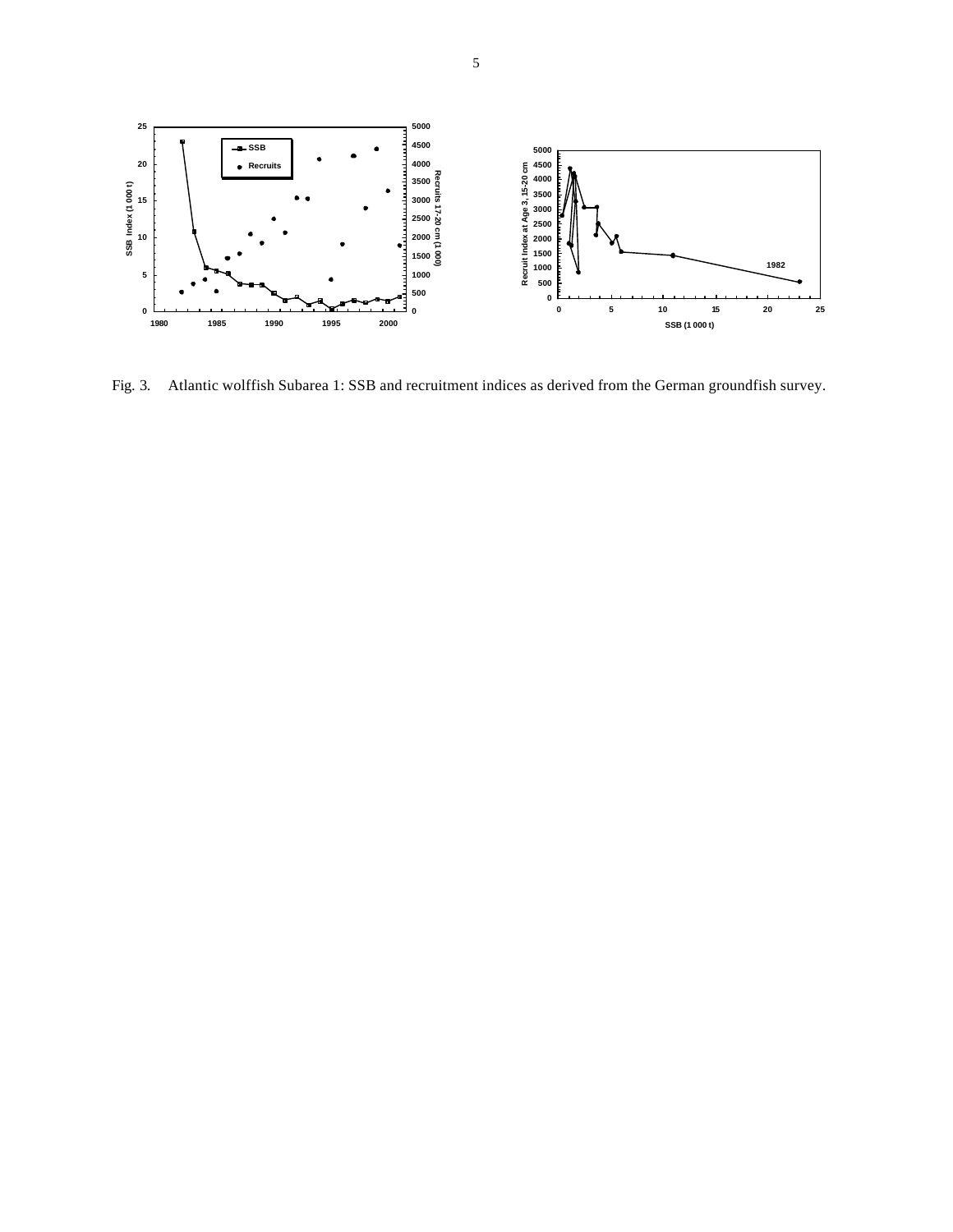25
20
15
10
5
0
SSB Index (1 000 t)
1980
1985
1990
1995
2000
5000
4500
4000
3500
3000
2500
2000
1500
1000
500
0
Recruits 17-20 cm (1 000)
SSB
Recruits

5000
4500
4000
3500
3000
2500
2000
1500
1000
500
0
Recruit Index at Age 3, 15-20 cm
0
5
10
15
20
25
SSB (1 000 t)
1982

Fig. 3. Atlantic wolffish Subarea 1: SSB and recruitment indices as derived from the German groundfish survey.